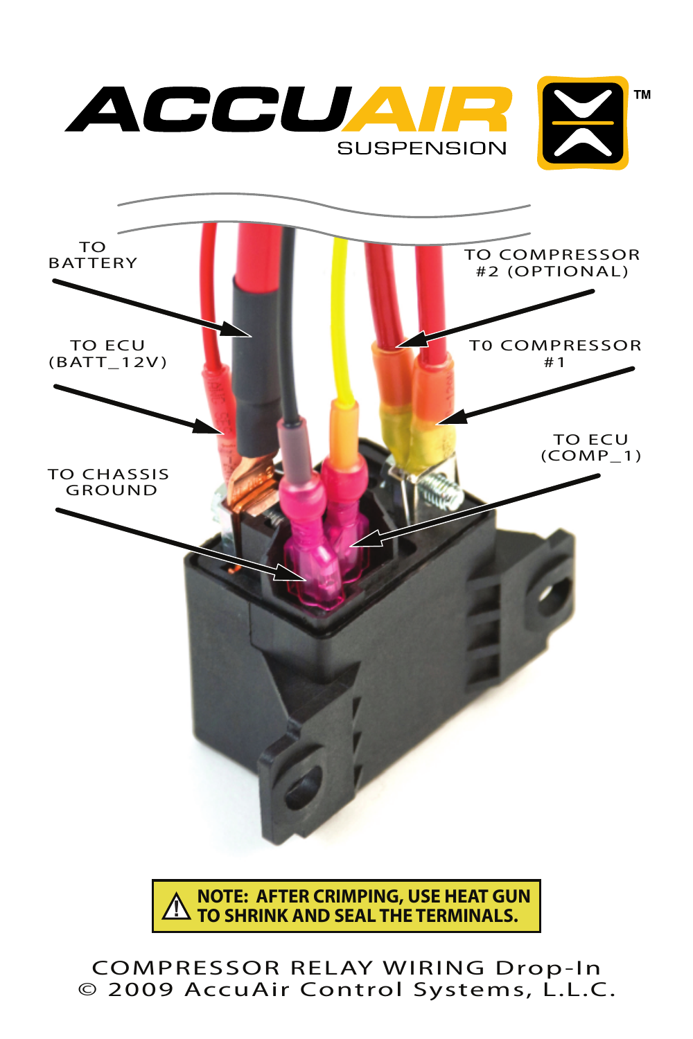# ACCUAIR SUSPENSION

TO BATTERY

TO ECU (BATT_12V)

TO CHASSIS GROUND

TO COMPRESSOR #2 (OPTIONAL)

T0 COMPRESSOR #1

TO ECU (COMP_1)

**NOTE: AFTER CRIMPING, USE HEAT GUN TO SHRINK AND SEAL THE TERMINALS.**

COMPRESSOR RELAY WIRING Drop-In

© 2009 AccuAir Control Systems, L.L.C.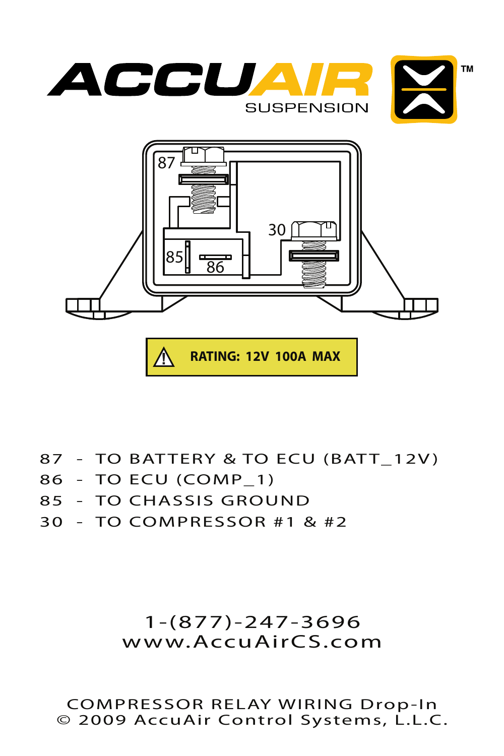ACCUAIR SUSPENSION ™

87

30

85

86

RATING: 12V 100A MAX

87 - TO BATTERY & TO ECU (BATT_12V)
86 - TO ECU (COMP_1)
85 - TO CHASSIS GROUND
30 - TO COMPRESSOR #1 & #2

1-(877)-247-3696
www.AccuAirCS.com

COMPRESSOR RELAY WIRING Drop-In
© 2009 AccuAir Control Systems, L.L.C.